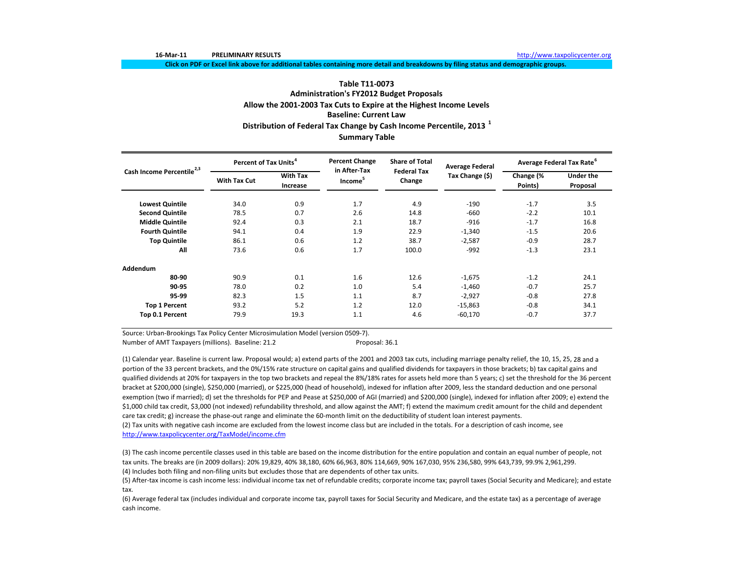16-Mar-11 **PRELIMINARY RESULTS** http://www.taxpolicycenter.org

**Click on PDF or Excel link above for additional tables containing more detail and breakdowns by filing status and demographic groups.**

## Table T11-0073
## Administration's FY2012 Budget Proposals
## Allow the 2001-2003 Tax Cuts to Expire at the Highest Income Levels
## Baseline: Current Law
## Distribution of Federal Tax Change by Cash Income Percentile, 2013 [1]
## Summary Table

| Cash Income Percentile[2,3] | Percent of Tax Units[4] | | Percent Change in After-Tax Income[5] | Share of Total Federal Tax Change | Average Federal Tax Change ($) | Average Federal Tax Rate[6] | |
|---|---|---|---|---|---|---|---|
| | With Tax Cut | With Tax Increase | | | | Change (% Points) | Under the Proposal |
| **Lowest Quintile** | 34.0 | 0.9 | 1.7 | 4.9 | -190 | -1.7 | 3.5 |
| **Second Quintile** | 78.5 | 0.7 | 2.6 | 14.8 | -660 | -2.2 | 10.1 |
| **Middle Quintile** | 92.4 | 0.3 | 2.1 | 18.7 | -916 | -1.7 | 16.8 |
| **Fourth Quintile** | 94.1 | 0.4 | 1.9 | 22.9 | -1,340 | -1.5 | 20.6 |
| **Top Quintile** | 86.1 | 0.6 | 1.2 | 38.7 | -2,587 | -0.9 | 28.7 |
| **All** | 73.6 | 0.6 | 1.7 | 100.0 | -992 | -1.3 | 23.1 |
| **Addendum** | | | | | | | |
| **80-90** | 90.9 | 0.1 | 1.6 | 12.6 | -1,675 | -1.2 | 24.1 |
| **90-95** | 78.0 | 0.2 | 1.0 | 5.4 | -1,460 | -0.7 | 25.7 |
| **95-99** | 82.3 | 1.5 | 1.1 | 8.7 | -2,927 | -0.8 | 27.8 |
| **Top 1 Percent** | 93.2 | 5.2 | 1.2 | 12.0 | -15,863 | -0.8 | 34.1 |
| **Top 0.1 Percent** | 79.9 | 19.3 | 1.1 | 4.6 | -60,170 | -0.7 | 37.7 |

Source: Urban-Brookings Tax Policy Center Microsimulation Model (version 0509-7).

Number of AMT Taxpayers (millions). Baseline: 21.2 Proposal: 36.1

(1) Calendar year. Baseline is current law. Proposal would; a) extend parts of the 2001 and 2003 tax cuts, including marriage penalty relief, the 10, 15, 25, 28 and a portion of the 33 percent brackets, and the 0%/15% rate structure on capital gains and qualified dividends for taxpayers in those brackets; b) tax capital gains and qualified dividends at 20% for taxpayers in the top two brackets and repeal the 8%/18% rates for assets held more than 5 years; c) set the threshold for the 36 percent bracket at $200,000 (single), $250,000 (married), or $225,000 (head of household), indexed for inflation after 2009, less the standard deduction and one personal exemption (two if married); d) set the thresholds for PEP and Pease at $250,000 of AGI (married) and $200,000 (single), indexed for inflation after 2009; e) extend the $1,000 child tax credit, $3,000 (not indexed) refundability threshold, and allow against the AMT; f) extend the maximum credit amount for the child and dependent care tax credit; g) increase the phase-out range and eliminate the 60-month limit on the deductibility of student loan interest payments.

(2) Tax units with negative cash income are excluded from the lowest income class but are included in the totals. For a description of cash income, see http://www.taxpolicycenter.org/TaxModel/income.cfm

(3) The cash income percentile classes used in this table are based on the income distribution for the entire population and contain an equal number of people, not tax units. The breaks are (in 2009 dollars): 20% 19,829, 40% 38,180, 60% 66,963, 80% 114,669, 90% 167,030, 95% 236,580, 99% 643,739, 99.9% 2,961,299.

(4) Includes both filing and non-filing units but excludes those that are dependents of other tax units.

(5) After-tax income is cash income less: individual income tax net of refundable credits; corporate income tax; payroll taxes (Social Security and Medicare); and estate tax.

(6) Average federal tax (includes individual and corporate income tax, payroll taxes for Social Security and Medicare, and the estate tax) as a percentage of average cash income.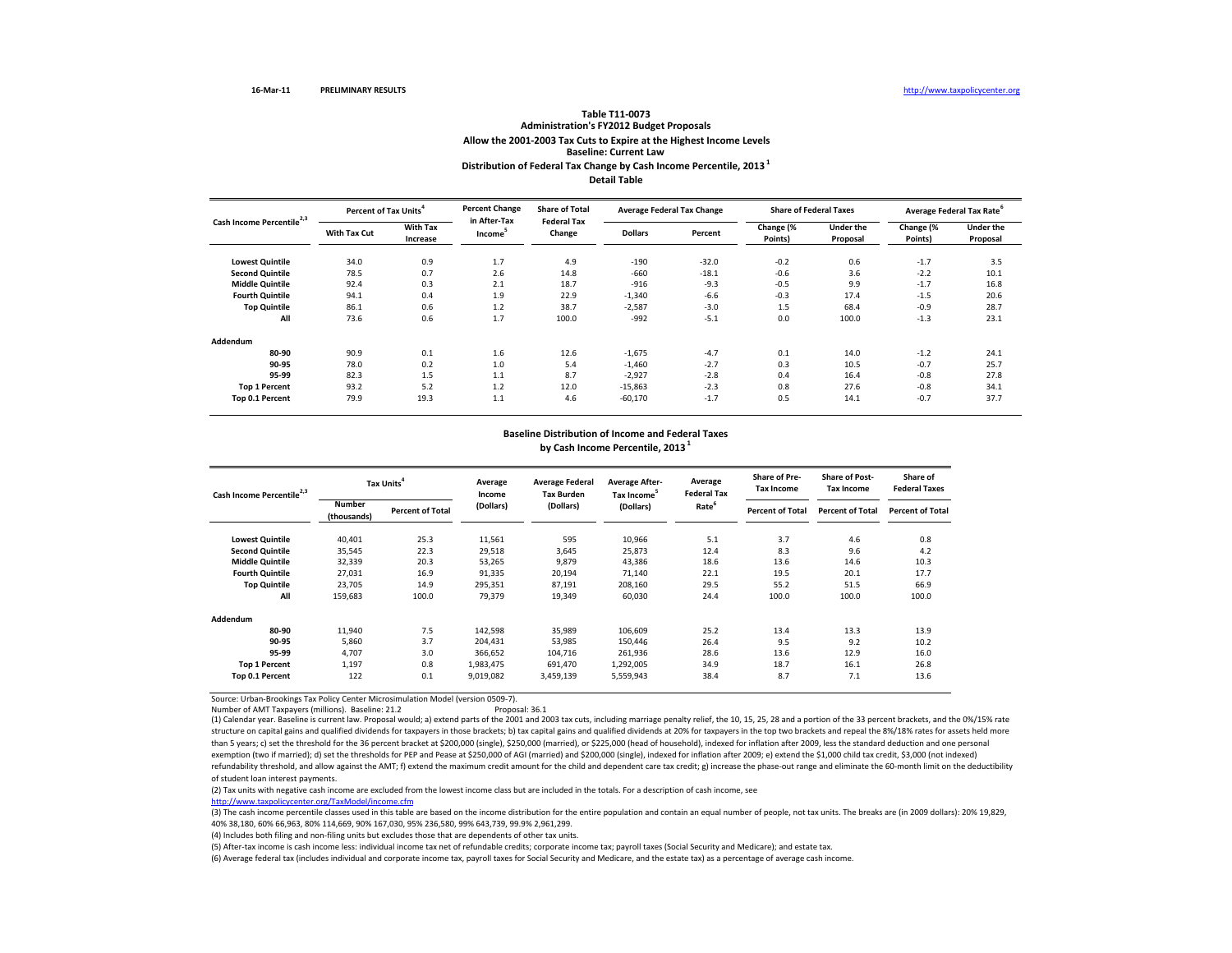16-Mar-11 PRELIMINARY RESULTS http://www.taxpolicycenter.org

## Table T11-0073
### Administration's FY2012 Budget Proposals
### Allow the 2001-2003 Tax Cuts to Expire at the Highest Income Levels
### Baseline: Current Law
### Distribution of Federal Tax Change by Cash Income Percentile, 2013 [1]
### Detail Table

| Cash Income Percentile[2,3] | Percent of Tax Units[4] | | Percent Change in After-Tax Income[5] | Share of Total Federal Tax Change | Average Federal Tax Change | | Share of Federal Taxes | | Average Federal Tax Rate[6] | |
|---|---|---|---|---|---|---|---|---|---|---|
| | With Tax Cut | With Tax Increase | | | Dollars | Percent | Change (% Points) | Under the Proposal | Change (% Points) | Under the Proposal |
| Lowest Quintile | 34.0 | 0.9 | 1.7 | 4.9 | -190 | -32.0 | -0.2 | 0.6 | -1.7 | 3.5 |
| Second Quintile | 78.5 | 0.7 | 2.6 | 14.8 | -660 | -18.1 | -0.6 | 3.6 | -2.2 | 10.1 |
| Middle Quintile | 92.4 | 0.3 | 2.1 | 18.7 | -916 | -9.3 | -0.5 | 9.9 | -1.7 | 16.8 |
| Fourth Quintile | 94.1 | 0.4 | 1.9 | 22.9 | -1,340 | -6.6 | -0.3 | 17.4 | -1.5 | 20.6 |
| Top Quintile | 86.1 | 0.6 | 1.2 | 38.7 | -2,587 | -3.0 | 1.5 | 68.4 | -0.9 | 28.7 |
| All | 73.6 | 0.6 | 1.7 | 100.0 | -992 | -5.1 | 0.0 | 100.0 | -1.3 | 23.1 |
| **Addendum** | | | | | | | | | | |
| 80-90 | 90.9 | 0.1 | 1.6 | 12.6 | -1,675 | -4.7 | 0.1 | 14.0 | -1.2 | 24.1 |
| 90-95 | 78.0 | 0.2 | 1.0 | 5.4 | -1,460 | -2.7 | 0.3 | 10.5 | -0.7 | 25.7 |
| 95-99 | 82.3 | 1.5 | 1.1 | 8.7 | -2,927 | -2.8 | 0.4 | 16.4 | -0.8 | 27.8 |
| Top 1 Percent | 93.2 | 5.2 | 1.2 | 12.0 | -15,863 | -2.3 | 0.8 | 27.6 | -0.8 | 34.1 |
| Top 0.1 Percent | 79.9 | 19.3 | 1.1 | 4.6 | -60,170 | -1.7 | 0.5 | 14.1 | -0.7 | 37.7 |

### Baseline Distribution of Income and Federal Taxes by Cash Income Percentile, 2013 [1]

| Cash Income Percentile[2,3] | Tax Units[4] | | Average Income (Dollars) | Average Federal Tax Burden (Dollars) | Average After-Tax Income[5] (Dollars) | Average Federal Tax Rate[6] | Share of Pre-Tax Income | Share of Post-Tax Income | Share of Federal Taxes |
|---|---|---|---|---|---|---|---|---|---|
| | Number (thousands) | Percent of Total | | | | | Percent of Total | Percent of Total | Percent of Total |
| Lowest Quintile | 40,401 | 25.3 | 11,561 | 595 | 10,966 | 5.1 | 3.7 | 4.6 | 0.8 |
| Second Quintile | 35,545 | 22.3 | 29,518 | 3,645 | 25,873 | 12.4 | 8.3 | 9.6 | 4.2 |
| Middle Quintile | 32,339 | 20.3 | 53,265 | 9,879 | 43,386 | 18.6 | 13.6 | 14.6 | 10.3 |
| Fourth Quintile | 27,031 | 16.9 | 91,335 | 20,194 | 71,140 | 22.1 | 19.5 | 20.1 | 17.7 |
| Top Quintile | 23,705 | 14.9 | 295,351 | 87,191 | 208,160 | 29.5 | 55.2 | 51.5 | 66.9 |
| All | 159,683 | 100.0 | 79,379 | 19,349 | 60,030 | 24.4 | 100.0 | 100.0 | 100.0 |
| **Addendum** | | | | | | | | | |
| 80-90 | 11,940 | 7.5 | 142,598 | 35,989 | 106,609 | 25.2 | 13.4 | 13.3 | 13.9 |
| 90-95 | 5,860 | 3.7 | 204,431 | 53,985 | 150,446 | 26.4 | 9.5 | 9.2 | 10.2 |
| 95-99 | 4,707 | 3.0 | 366,652 | 104,716 | 261,936 | 28.6 | 13.6 | 12.9 | 16.0 |
| Top 1 Percent | 1,197 | 0.8 | 1,983,475 | 691,470 | 1,292,005 | 34.9 | 18.7 | 16.1 | 26.8 |
| Top 0.1 Percent | 122 | 0.1 | 9,019,082 | 3,459,139 | 5,559,943 | 38.4 | 8.7 | 7.1 | 13.6 |

Source: Urban-Brookings Tax Policy Center Microsimulation Model (version 0509-7).

Number of AMT Taxpayers (millions). Baseline: 21.2 Proposal: 36.1

(1) Calendar year. Baseline is current law. Proposal would; a) extend parts of the 2001 and 2003 tax cuts, including marriage penalty relief, the 10, 15, 25, 28 and a portion of the 33 percent brackets, and the 0%/15% rate structure on capital gains and qualified dividends for taxpayers in those brackets; b) tax capital gains and qualified dividends at 20% for taxpayers in the top two brackets and repeal the 8%/18% rates for assets held more than 5 years; c) set the threshold for the 36 percent bracket at $200,000 (single), $250,000 (married), or $225,000 (head of household), indexed for inflation after 2009, less the standard deduction and one personal exemption (two if married); d) set the thresholds for PEP and Pease at $250,000 of AGI (married) and $200,000 (single), indexed for inflation after 2009; e) extend the $1,000 child tax credit, $3,000 (not indexed) refundability threshold, and allow against the AMT; f) extend the maximum credit amount for the child and dependent care tax credit; g) increase the phase-out range and eliminate the 60-month limit on the deductibility of student loan interest payments.

(2) Tax units with negative cash income are excluded from the lowest income class but are included in the totals. For a description of cash income, see http://www.taxpolicycenter.org/TaxModel/income.cfm

(3) The cash income percentile classes used in this table are based on the income distribution for the entire population and contain an equal number of people, not tax units. The breaks are (in 2009 dollars): 20% 19,829, 40% 38,180, 60% 66,963, 80% 114,669, 90% 167,030, 95% 236,580, 99% 643,739, 99.9% 2,961,299.

(4) Includes both filing and non-filing units but excludes those that are dependents of other tax units.

(5) After-tax income is cash income less: individual income tax net of refundable credits; corporate income tax; payroll taxes (Social Security and Medicare); and estate tax.

(6) Average federal tax (includes individual and corporate income tax, payroll taxes for Social Security and Medicare, and the estate tax) as a percentage of average cash income.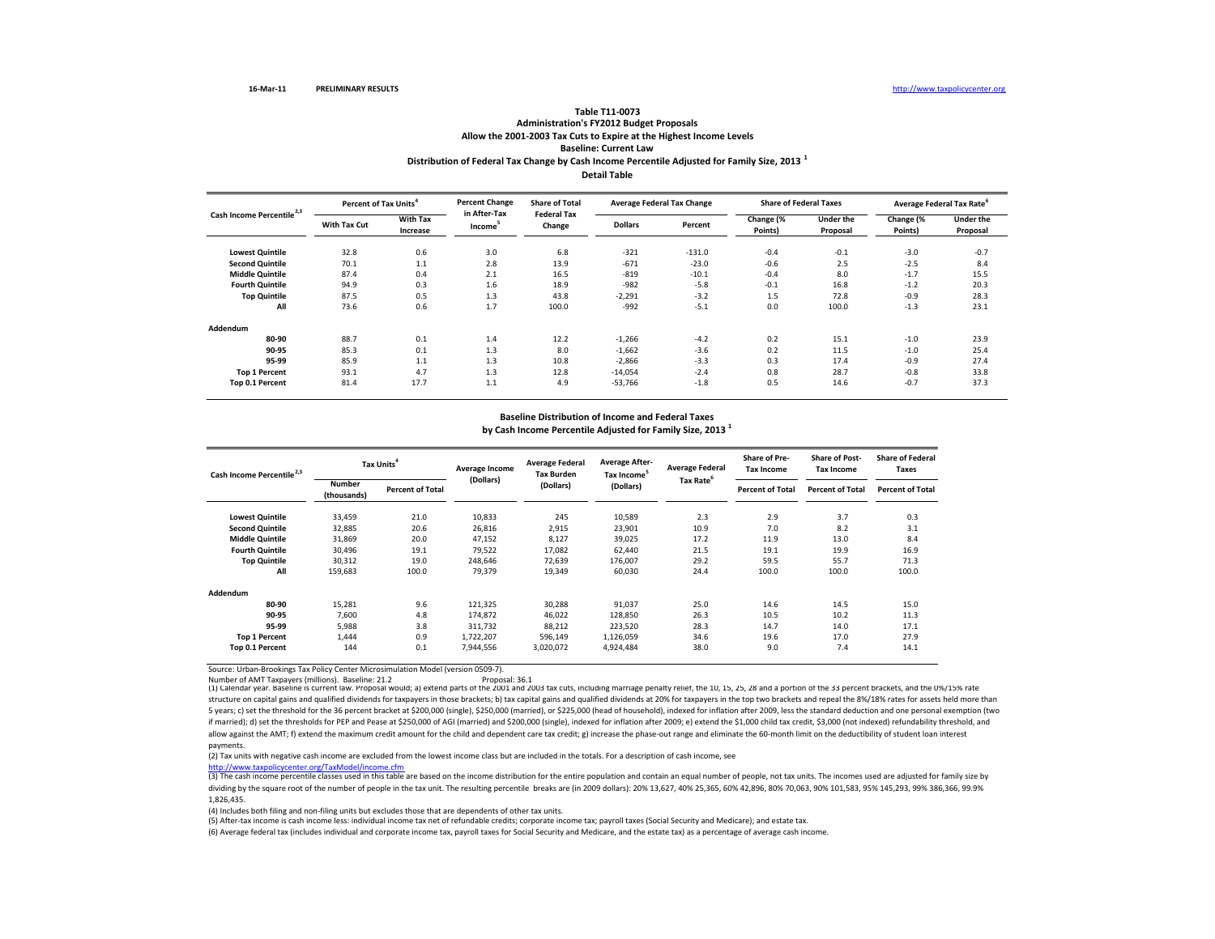16-Mar-11 PRELIMINARY RESULTS http://www.taxpolicycenter.org

## Table T11-0073
### Administration's FY2012 Budget Proposals
### Allow the 2001-2003 Tax Cuts to Expire at the Highest Income Levels
### Baseline: Current Law
### Distribution of Federal Tax Change by Cash Income Percentile Adjusted for Family Size, 2013 [1]
### Detail Table

| Cash Income Percentile [2,3] | Percent of Tax Units [4] | | Percent Change in After-Tax Income [5] | Share of Total Federal Tax Change | Average Federal Tax Change | | Share of Federal Taxes | | Average Federal Tax Rate [6] | |
|---|---|---|---|---|---|---|---|---|---|---|
| | With Tax Cut | With Tax Increase | | | Dollars | Percent | Change (% Points) | Under the Proposal | Change (% Points) | Under the Proposal |
| Lowest Quintile | 32.8 | 0.6 | 3.0 | 6.8 | -321 | -131.0 | -0.4 | -0.1 | -3.0 | -0.7 |
| Second Quintile | 70.1 | 1.1 | 2.8 | 13.9 | -671 | -23.0 | -0.6 | 2.5 | -2.5 | 8.4 |
| Middle Quintile | 87.4 | 0.4 | 2.1 | 16.5 | -819 | -10.1 | -0.4 | 8.0 | -1.7 | 15.5 |
| Fourth Quintile | 94.9 | 0.3 | 1.6 | 18.9 | -982 | -5.8 | -0.1 | 16.8 | -1.2 | 20.3 |
| Top Quintile | 87.5 | 0.5 | 1.3 | 43.8 | -2,291 | -3.2 | 1.5 | 72.8 | -0.9 | 28.3 |
| All | 73.6 | 0.6 | 1.7 | 100.0 | -992 | -5.1 | 0.0 | 100.0 | -1.3 | 23.1 |
| **Addendum** | | | | | | | | | | |
| 80-90 | 88.7 | 0.1 | 1.4 | 12.2 | -1,266 | -4.2 | 0.2 | 15.1 | -1.0 | 23.9 |
| 90-95 | 85.3 | 0.1 | 1.3 | 8.0 | -1,662 | -3.6 | 0.2 | 11.5 | -1.0 | 25.4 |
| 95-99 | 85.9 | 1.1 | 1.3 | 10.8 | -2,866 | -3.3 | 0.3 | 17.4 | -0.9 | 27.4 |
| Top 1 Percent | 93.1 | 4.7 | 1.3 | 12.8 | -14,054 | -2.4 | 0.8 | 28.7 | -0.8 | 33.8 |
| Top 0.1 Percent | 81.4 | 17.7 | 1.1 | 4.9 | -53,766 | -1.8 | 0.5 | 14.6 | -0.7 | 37.3 |

### Baseline Distribution of Income and Federal Taxes by Cash Income Percentile Adjusted for Family Size, 2013 [1]

| Cash Income Percentile [2,3] | Tax Units [4] | | Average Income (Dollars) | Average Federal Tax Burden (Dollars) | Average After-Tax Income [5] (Dollars) | Average Federal Tax Rate [6] | Share of Pre-Tax Income | Share of Post-Tax Income | Share of Federal Taxes |
|---|---|---|---|---|---|---|---|---|---|
| | Number (thousands) | Percent of Total | | | | | Percent of Total | Percent of Total | Percent of Total |
| Lowest Quintile | 33,459 | 21.0 | 10,833 | 245 | 10,589 | 2.3 | 2.9 | 3.7 | 0.3 |
| Second Quintile | 32,885 | 20.6 | 26,816 | 2,915 | 23,901 | 10.9 | 7.0 | 8.2 | 3.1 |
| Middle Quintile | 31,869 | 20.0 | 47,152 | 8,127 | 39,025 | 17.2 | 11.9 | 13.0 | 8.4 |
| Fourth Quintile | 30,496 | 19.1 | 79,522 | 17,082 | 62,440 | 21.5 | 19.1 | 19.9 | 16.9 |
| Top Quintile | 30,312 | 19.0 | 248,646 | 72,639 | 176,007 | 29.2 | 59.5 | 55.7 | 71.3 |
| All | 159,683 | 100.0 | 79,379 | 19,349 | 60,030 | 24.4 | 100.0 | 100.0 | 100.0 |
| **Addendum** | | | | | | | | | |
| 80-90 | 15,281 | 9.6 | 121,325 | 30,288 | 91,037 | 25.0 | 14.6 | 14.5 | 15.0 |
| 90-95 | 7,600 | 4.8 | 174,872 | 46,022 | 128,850 | 26.3 | 10.5 | 10.2 | 11.3 |
| 95-99 | 5,988 | 3.8 | 311,732 | 88,212 | 223,520 | 28.3 | 14.7 | 14.0 | 17.1 |
| Top 1 Percent | 1,444 | 0.9 | 1,722,207 | 596,149 | 1,126,059 | 34.6 | 19.6 | 17.0 | 27.9 |
| Top 0.1 Percent | 144 | 0.1 | 7,944,556 | 3,020,072 | 4,924,484 | 38.0 | 9.0 | 7.4 | 14.1 |

Source: Urban-Brookings Tax Policy Center Microsimulation Model (version 0509-7).

Number of AMT Taxpayers (millions). Baseline: 21.2 Proposal: 36.1

(1) Calendar year. Baseline is current law. Proposal would; a) extend parts of the 2001 and 2003 tax cuts, including marriage penalty relief, the 10, 15, 25, 28 and a portion of the 33 percent brackets, and the 0%/15% rate structure on capital gains and qualified dividends for taxpayers in those brackets; b) tax capital gains and qualified dividends at 20% for taxpayers in the top two brackets and repeal the 8%/18% rates for assets held more than 5 years; c) set the threshold for the 36 percent bracket at $200,000 (single), $250,000 (married), or $225,000 (head of household), indexed for inflation after 2009, less the standard deduction and one personal exemption (two if married); d) set the thresholds for PEP and Pease at $250,000 of AGI (married) and $200,000 (single), indexed for inflation after 2009; e) extend the $1,000 child tax credit, $3,000 (not indexed) refundability threshold, and allow against the AMT; f) extend the maximum credit amount for the child and dependent care tax credit; g) increase the phase-out range and eliminate the 60-month limit on the deductibility of student loan interest payments.

(2) Tax units with negative cash income are excluded from the lowest income class but are included in the totals. For a description of cash income, see http://www.taxpolicycenter.org/TaxModel/income.cfm

(3) The cash income percentile classes used in this table are based on the income distribution for the entire population and contain an equal number of people, not tax units. The incomes used are adjusted for family size by dividing by the square root of the number of people in the tax unit. The resulting percentile breaks are (in 2009 dollars): 20% 13,627, 40% 25,365, 60% 42,896, 80% 70,063, 90% 101,583, 95% 145,293, 99% 386,366, 99.9% 1,826,435.

(4) Includes both filing and non-filing units but excludes those that are dependents of other tax units.

(5) After-tax income is cash income less: individual income tax net of refundable credits; corporate income tax; payroll taxes (Social Security and Medicare); and estate tax.

(6) Average federal tax (includes individual and corporate income tax, payroll taxes for Social Security and Medicare, and the estate tax) as a percentage of average cash income.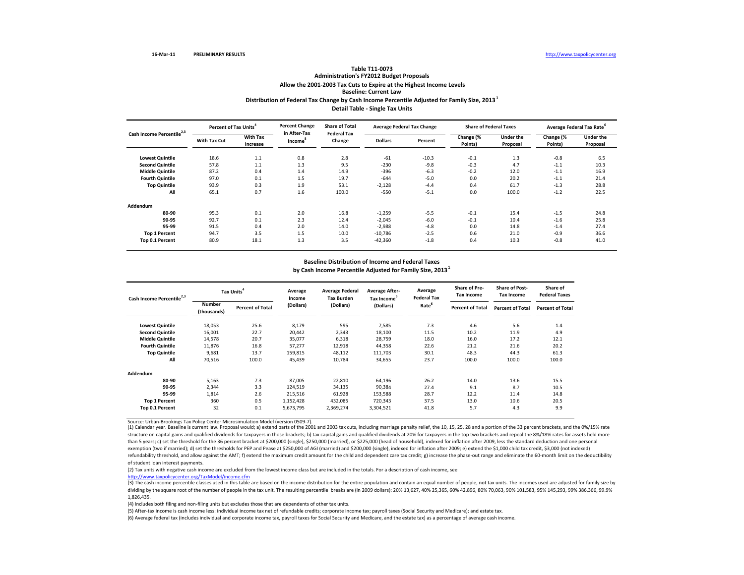16-Mar-11 PRELIMINARY RESULTS http://www.taxpolicycenter.org

## Table T11-0073
### Administration's FY2012 Budget Proposals
### Allow the 2001-2003 Tax Cuts to Expire at the Highest Income Levels
### Baseline: Current Law
### Distribution of Federal Tax Change by Cash Income Percentile Adjusted for Family Size, 2013[1]
### Detail Table - Single Tax Units

| Cash Income Percentile[2,3] | Percent of Tax Units[4] | | Percent Change in After-Tax Income[5] | Share of Total Federal Tax Change | Average Federal Tax Change | | Share of Federal Taxes | | Average Federal Tax Rate[6] | |
|---|---|---|---|---|---|---|---|---|---|---|
| | With Tax Cut | With Tax Increase | | | Dollars | Percent | Change (% Points) | Under the Proposal | Change (% Points) | Under the Proposal |
| Lowest Quintile | 18.6 | 1.1 | 0.8 | 2.8 | -61 | -10.3 | -0.1 | 1.3 | -0.8 | 6.5 |
| Second Quintile | 57.8 | 1.1 | 1.3 | 9.5 | -230 | -9.8 | -0.3 | 4.7 | -1.1 | 10.3 |
| Middle Quintile | 87.2 | 0.4 | 1.4 | 14.9 | -396 | -6.3 | -0.2 | 12.0 | -1.1 | 16.9 |
| Fourth Quintile | 97.0 | 0.1 | 1.5 | 19.7 | -644 | -5.0 | 0.0 | 20.2 | -1.1 | 21.4 |
| Top Quintile | 93.9 | 0.3 | 1.9 | 53.1 | -2,128 | -4.4 | 0.4 | 61.7 | -1.3 | 28.8 |
| All | 65.1 | 0.7 | 1.6 | 100.0 | -550 | -5.1 | 0.0 | 100.0 | -1.2 | 22.5 |
| **Addendum** | | | | | | | | | | |
| 80-90 | 95.3 | 0.1 | 2.0 | 16.8 | -1,259 | -5.5 | -0.1 | 15.4 | -1.5 | 24.8 |
| 90-95 | 92.7 | 0.1 | 2.3 | 12.4 | -2,045 | -6.0 | -0.1 | 10.4 | -1.6 | 25.8 |
| 95-99 | 91.5 | 0.4 | 2.0 | 14.0 | -2,988 | -4.8 | 0.0 | 14.8 | -1.4 | 27.4 |
| Top 1 Percent | 94.7 | 3.5 | 1.5 | 10.0 | -10,786 | -2.5 | 0.6 | 21.0 | -0.9 | 36.6 |
| Top 0.1 Percent | 80.9 | 18.1 | 1.3 | 3.5 | -42,360 | -1.8 | 0.4 | 10.3 | -0.8 | 41.0 |

### Baseline Distribution of Income and Federal Taxes
### by Cash Income Percentile Adjusted for Family Size, 2013[1]

| Cash Income Percentile[2,3] | Tax Units[4] | | Average Income (Dollars) | Average Federal Tax Burden (Dollars) | Average After-Tax Income[5] (Dollars) | Average Federal Tax Rate[6] | Share of Pre-Tax Income | Share of Post-Tax Income | Share of Federal Taxes |
|---|---|---|---|---|---|---|---|---|---|
| | Number (thousands) | Percent of Total | | | | | Percent of Total | Percent of Total | Percent of Total |
| Lowest Quintile | 18,053 | 25.6 | 8,179 | 595 | 7,585 | 7.3 | 4.6 | 5.6 | 1.4 |
| Second Quintile | 16,001 | 22.7 | 20,442 | 2,343 | 18,100 | 11.5 | 10.2 | 11.9 | 4.9 |
| Middle Quintile | 14,578 | 20.7 | 35,077 | 6,318 | 28,759 | 18.0 | 16.0 | 17.2 | 12.1 |
| Fourth Quintile | 11,876 | 16.8 | 57,277 | 12,918 | 44,358 | 22.6 | 21.2 | 21.6 | 20.2 |
| Top Quintile | 9,681 | 13.7 | 159,815 | 48,112 | 111,703 | 30.1 | 48.3 | 44.3 | 61.3 |
| All | 70,516 | 100.0 | 45,439 | 10,784 | 34,655 | 23.7 | 100.0 | 100.0 | 100.0 |
| **Addendum** | | | | | | | | | |
| 80-90 | 5,163 | 7.3 | 87,005 | 22,810 | 64,196 | 26.2 | 14.0 | 13.6 | 15.5 |
| 90-95 | 2,344 | 3.3 | 124,519 | 34,135 | 90,384 | 27.4 | 9.1 | 8.7 | 10.5 |
| 95-99 | 1,814 | 2.6 | 215,516 | 61,928 | 153,588 | 28.7 | 12.2 | 11.4 | 14.8 |
| Top 1 Percent | 360 | 0.5 | 1,152,428 | 432,085 | 720,343 | 37.5 | 13.0 | 10.6 | 20.5 |
| Top 0.1 Percent | 32 | 0.1 | 5,673,795 | 2,369,274 | 3,304,521 | 41.8 | 5.7 | 4.3 | 9.9 |

Source: Urban-Brookings Tax Policy Center Microsimulation Model (version 0509-7).

(1) Calendar year. Baseline is current law. Proposal would; a) extend parts of the 2001 and 2003 tax cuts, including marriage penalty relief, the 10, 15, 25, 28 and a portion of the 33 percent brackets, and the 0%/15% rate structure on capital gains and qualified dividends for taxpayers in those brackets; b) tax capital gains and qualified dividends at 20% for taxpayers in the top two brackets and repeal the 8%/18% rates for assets held more than 5 years; c) set the threshold for the 36 percent bracket at $200,000 (single), $250,000 (married), or $225,000 (head of household), indexed for inflation after 2009, less the standard deduction and one personal exemption (two if married); d) set the thresholds for PEP and Pease at $250,000 of AGI (married) and $200,000 (single), indexed for inflation after 2009; e) extend the $1,000 child tax credit, $3,000 (not indexed) refundability threshold, and allow against the AMT; f) extend the maximum credit amount for the child and dependent care tax credit; g) increase the phase-out range and eliminate the 60-month limit on the deductibility of student loan interest payments.

(2) Tax units with negative cash income are excluded from the lowest income class but are included in the totals. For a description of cash income, see http://www.taxpolicycenter.org/TaxModel/income.cfm

(3) The cash income percentile classes used in this table are based on the income distribution for the entire population and contain an equal number of people, not tax units. The incomes used are adjusted for family size by dividing by the square root of the number of people in the tax unit. The resulting percentile breaks are (in 2009 dollars): 20% 13,627, 40% 25,365, 60% 42,896, 80% 70,063, 90% 101,583, 95% 145,293, 99% 386,366, 99.9% 1,826,435.

(4) Includes both filing and non-filing units but excludes those that are dependents of other tax units.

(5) After-tax income is cash income less: individual income tax net of refundable credits; corporate income tax; payroll taxes (Social Security and Medicare); and estate tax.

(6) Average federal tax (includes individual and corporate income tax, payroll taxes for Social Security and Medicare, and the estate tax) as a percentage of average cash income.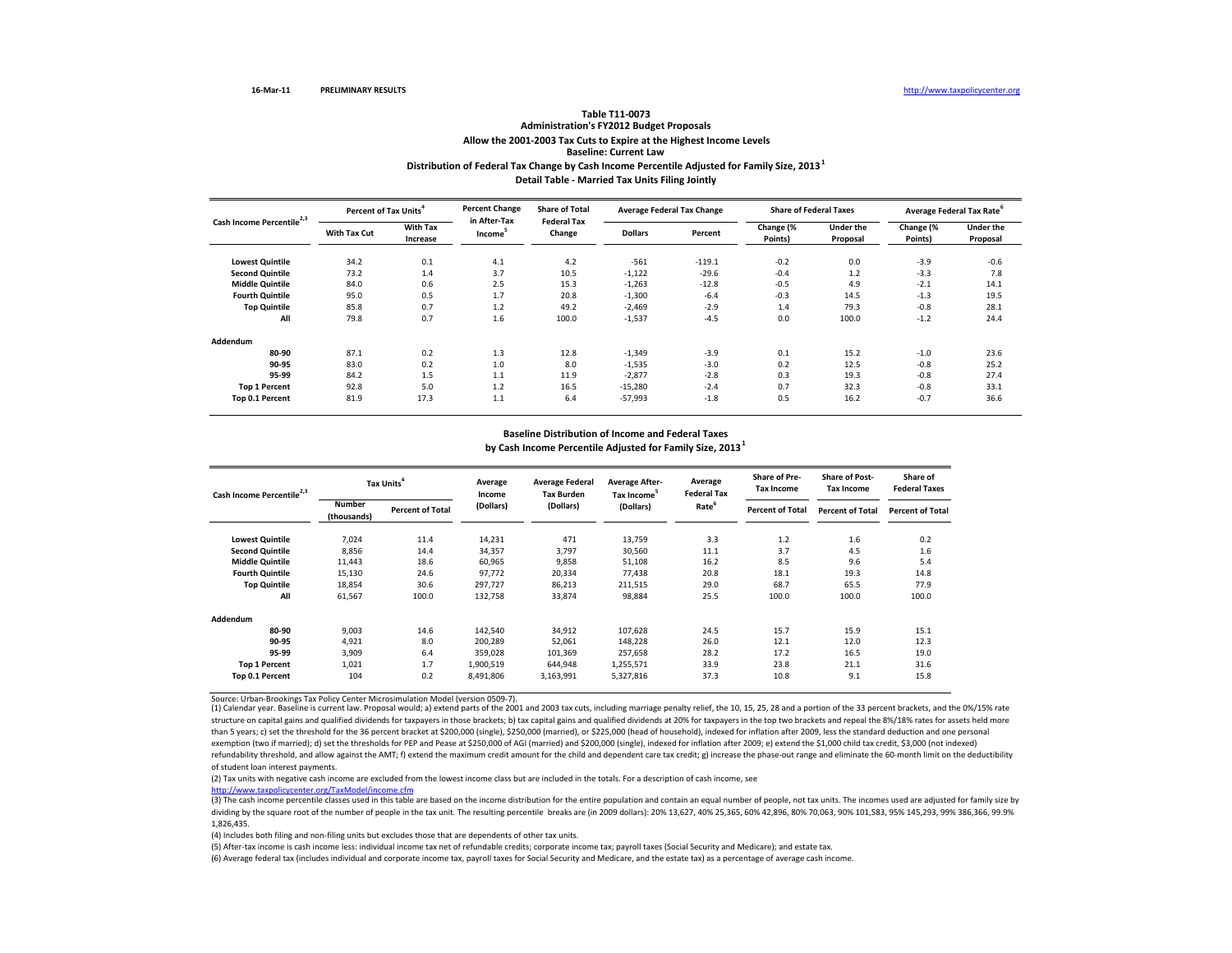16-Mar-11 PRELIMINARY RESULTS http://www.taxpolicycenter.org

**Table T11-0073**
**Administration's FY2012 Budget Proposals**
**Allow the 2001-2003 Tax Cuts to Expire at the Highest Income Levels**
**Baseline: Current Law**
**Distribution of Federal Tax Change by Cash Income Percentile Adjusted for Family Size, 2013 [1]**
**Detail Table - Married Tax Units Filing Jointly**

| Cash Income Percentile [2,3] | Percent of Tax Units [4] | | Percent Change in After-Tax Income [5] | Share of Total Federal Tax Change | Average Federal Tax Change | | Share of Federal Taxes | | Average Federal Tax Rate [6] | |
|---|---|---|---|---|---|---|---|---|---|---|
| | With Tax Cut | With Tax Increase | | | Dollars | Percent | Change (% Points) | Under the Proposal | Change (% Points) | Under the Proposal |
| Lowest Quintile | 34.2 | 0.1 | 4.1 | 4.2 | -561 | -119.1 | -0.2 | 0.0 | -3.9 | -0.6 |
| Second Quintile | 73.2 | 1.4 | 3.7 | 10.5 | -1,122 | -29.6 | -0.4 | 1.2 | -3.3 | 7.8 |
| Middle Quintile | 84.0 | 0.6 | 2.5 | 15.3 | -1,263 | -12.8 | -0.5 | 4.9 | -2.1 | 14.1 |
| Fourth Quintile | 95.0 | 0.5 | 1.7 | 20.8 | -1,300 | -6.4 | -0.3 | 14.5 | -1.3 | 19.5 |
| Top Quintile | 85.8 | 0.7 | 1.2 | 49.2 | -2,469 | -2.9 | 1.4 | 79.3 | -0.8 | 28.1 |
| All | 79.8 | 0.7 | 1.6 | 100.0 | -1,537 | -4.5 | 0.0 | 100.0 | -1.2 | 24.4 |
| **Addendum** | | | | | | | | | | |
| 80-90 | 87.1 | 0.2 | 1.3 | 12.8 | -1,349 | -3.9 | 0.1 | 15.2 | -1.0 | 23.6 |
| 90-95 | 83.0 | 0.2 | 1.0 | 8.0 | -1,535 | -3.0 | 0.2 | 12.5 | -0.8 | 25.2 |
| 95-99 | 84.2 | 1.5 | 1.1 | 11.9 | -2,877 | -2.8 | 0.3 | 19.3 | -0.8 | 27.4 |
| Top 1 Percent | 92.8 | 5.0 | 1.2 | 16.5 | -15,280 | -2.4 | 0.7 | 32.3 | -0.8 | 33.1 |
| Top 0.1 Percent | 81.9 | 17.3 | 1.1 | 6.4 | -57,993 | -1.8 | 0.5 | 16.2 | -0.7 | 36.6 |

**Baseline Distribution of Income and Federal Taxes**
**by Cash Income Percentile Adjusted for Family Size, 2013 [1]**

| Cash Income Percentile [2,3] | Tax Units [4] | | Average Income (Dollars) | Average Federal Tax Burden (Dollars) | Average After-Tax Income [5] (Dollars) | Average Federal Tax Rate [6] | Share of Pre-Tax Income | Share of Post-Tax Income | Share of Federal Taxes |
|---|---|---|---|---|---|---|---|---|---|
| | Number (thousands) | Percent of Total | | | | | Percent of Total | Percent of Total | Percent of Total |
| Lowest Quintile | 7,024 | 11.4 | 14,231 | 471 | 13,759 | 3.3 | 1.2 | 1.6 | 0.2 |
| Second Quintile | 8,856 | 14.4 | 34,357 | 3,797 | 30,560 | 11.1 | 3.7 | 4.5 | 1.6 |
| Middle Quintile | 11,443 | 18.6 | 60,965 | 9,858 | 51,108 | 16.2 | 8.5 | 9.6 | 5.4 |
| Fourth Quintile | 15,130 | 24.6 | 97,772 | 20,334 | 77,438 | 20.8 | 18.1 | 19.3 | 14.8 |
| Top Quintile | 18,854 | 30.6 | 297,727 | 86,213 | 211,515 | 29.0 | 68.7 | 65.5 | 77.9 |
| All | 61,567 | 100.0 | 132,758 | 33,874 | 98,884 | 25.5 | 100.0 | 100.0 | 100.0 |
| **Addendum** | | | | | | | | | |
| 80-90 | 9,003 | 14.6 | 142,540 | 34,912 | 107,628 | 24.5 | 15.7 | 15.9 | 15.1 |
| 90-95 | 4,921 | 8.0 | 200,289 | 52,061 | 148,228 | 26.0 | 12.1 | 12.0 | 12.3 |
| 95-99 | 3,909 | 6.4 | 359,028 | 101,369 | 257,658 | 28.2 | 17.2 | 16.5 | 19.0 |
| Top 1 Percent | 1,021 | 1.7 | 1,900,519 | 644,948 | 1,255,571 | 33.9 | 23.8 | 21.1 | 31.6 |
| Top 0.1 Percent | 104 | 0.2 | 8,491,806 | 3,163,991 | 5,327,816 | 37.3 | 10.8 | 9.1 | 15.8 |

Source: Urban-Brookings Tax Policy Center Microsimulation Model (version 0509-7).

(1) Calendar year. Baseline is current law. Proposal would; a) extend parts of the 2001 and 2003 tax cuts, including marriage penalty relief, the 10, 15, 25, 28 and a portion of the 33 percent brackets, and the 0%/15% rate structure on capital gains and qualified dividends for taxpayers in those brackets; b) tax capital gains and qualified dividends at 20% for taxpayers in the top two brackets and repeal the 8%/18% rates for assets held more than 5 years; c) set the threshold for the 36 percent bracket at $200,000 (single), $250,000 (married), or $225,000 (head of household), indexed for inflation after 2009, less the standard deduction and one personal exemption (two if married); d) set the thresholds for PEP and Pease at $250,000 of AGI (married) and $200,000 (single), indexed for inflation after 2009; e) extend the $1,000 child tax credit, $3,000 (not indexed) refundability threshold, and allow against the AMT; f) extend the maximum credit amount for the child and dependent care tax credit; g) increase the phase-out range and eliminate the 60-month limit on the deductibility of student loan interest payments.

(2) Tax units with negative cash income are excluded from the lowest income class but are included in the totals. For a description of cash income, see http://www.taxpolicycenter.org/TaxModel/income.cfm

(3) The cash income percentile classes used in this table are based on the income distribution for the entire population and contain an equal number of people, not tax units. The incomes used are adjusted for family size by dividing by the square root of the number of people in the tax unit. The resulting percentile breaks are (in 2009 dollars): 20% 13,627, 40% 25,365, 60% 42,896, 80% 70,063, 90% 101,583, 95% 145,293, 99% 386,366, 99.9% 1,826,435.

(4) Includes both filing and non-filing units but excludes those that are dependents of other tax units.

(5) After-tax income is cash income less: individual income tax net of refundable credits; corporate income tax; payroll taxes (Social Security and Medicare); and estate tax.

(6) Average federal tax (includes individual and corporate income tax, payroll taxes for Social Security and Medicare, and the estate tax) as a percentage of average cash income.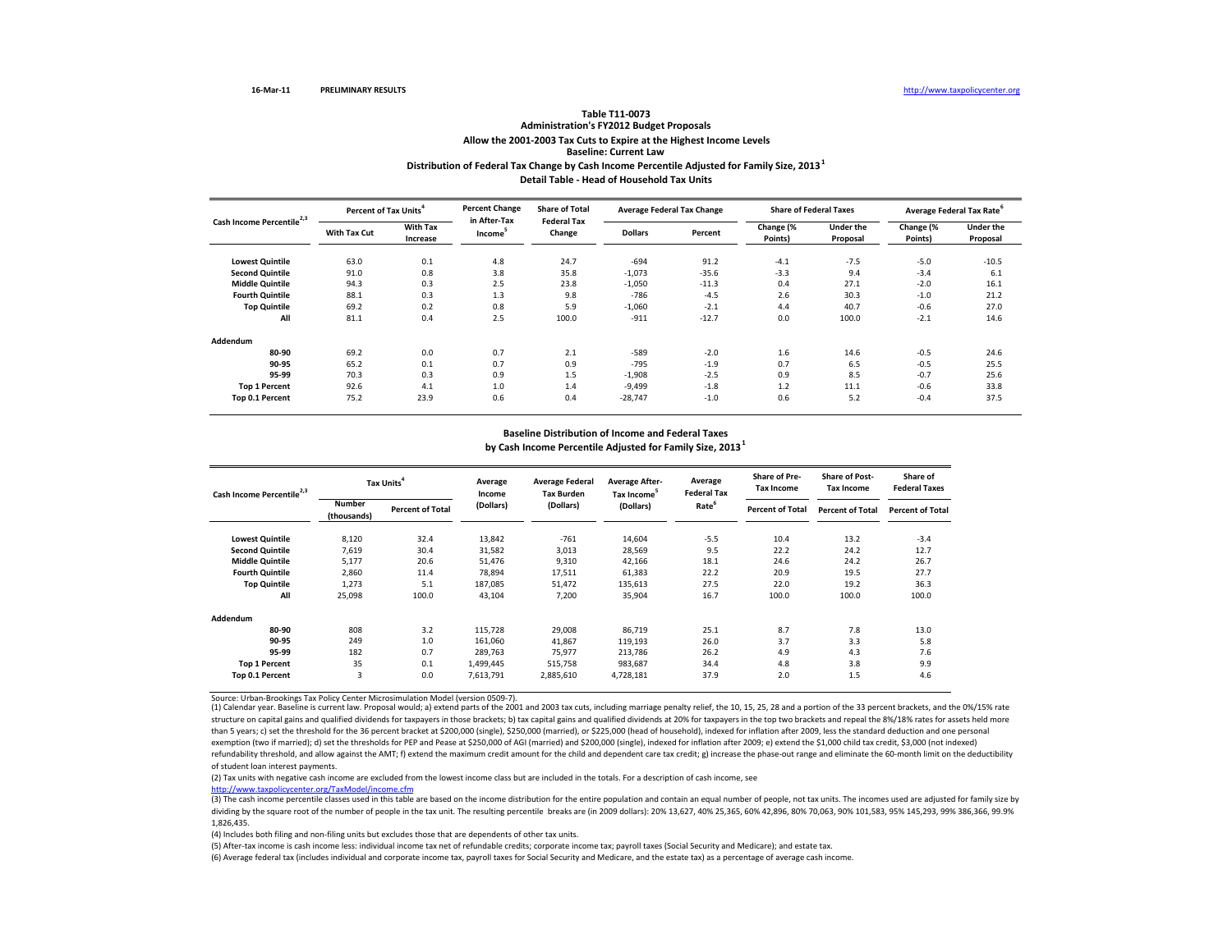16-Mar-11 PRELIMINARY RESULTS http://www.taxpolicycenter.org

## Table T11-0073
### Administration's FY2012 Budget Proposals
### Allow the 2001-2003 Tax Cuts to Expire at the Highest Income Levels
### Baseline: Current Law
### Distribution of Federal Tax Change by Cash Income Percentile Adjusted for Family Size, 2013[1]
### Detail Table - Head of Household Tax Units

| Cash Income Percentile[2,3] | Percent of Tax Units[4] | | Percent Change in After-Tax Income[5] | Share of Total Federal Tax Change | Average Federal Tax Change | | Share of Federal Taxes | | Average Federal Tax Rate[6] | |
|---|---|---|---|---|---|---|---|---|---|---|
| | With Tax Cut | With Tax Increase | | | Dollars | Percent | Change (% Points) | Under the Proposal | Change (% Points) | Under the Proposal |
| Lowest Quintile | 63.0 | 0.1 | 4.8 | 24.7 | -694 | 91.2 | -4.1 | -7.5 | -5.0 | -10.5 |
| Second Quintile | 91.0 | 0.8 | 3.8 | 35.8 | -1,073 | -35.6 | -3.3 | 9.4 | -3.4 | 6.1 |
| Middle Quintile | 94.3 | 0.3 | 2.5 | 23.8 | -1,050 | -11.3 | 0.4 | 27.1 | -2.0 | 16.1 |
| Fourth Quintile | 88.1 | 0.3 | 1.3 | 9.8 | -786 | -4.5 | 2.6 | 30.3 | -1.0 | 21.2 |
| Top Quintile | 69.2 | 0.2 | 0.8 | 5.9 | -1,060 | -2.1 | 4.4 | 40.7 | -0.6 | 27.0 |
| All | 81.1 | 0.4 | 2.5 | 100.0 | -911 | -12.7 | 0.0 | 100.0 | -2.1 | 14.6 |
| **Addendum** | | | | | | | | | | |
| 80-90 | 69.2 | 0.0 | 0.7 | 2.1 | -589 | -2.0 | 1.6 | 14.6 | -0.5 | 24.6 |
| 90-95 | 65.2 | 0.1 | 0.7 | 0.9 | -795 | -1.9 | 0.7 | 6.5 | -0.5 | 25.5 |
| 95-99 | 70.3 | 0.3 | 0.9 | 1.5 | -1,908 | -2.5 | 0.9 | 8.5 | -0.7 | 25.6 |
| Top 1 Percent | 92.6 | 4.1 | 1.0 | 1.4 | -9,499 | -1.8 | 1.2 | 11.1 | -0.6 | 33.8 |
| Top 0.1 Percent | 75.2 | 23.9 | 0.6 | 0.4 | -28,747 | -1.0 | 0.6 | 5.2 | -0.4 | 37.5 |

### Baseline Distribution of Income and Federal Taxes by Cash Income Percentile Adjusted for Family Size, 2013[1]

| Cash Income Percentile[2,3] | Tax Units[4] | | Average Income (Dollars) | Average Federal Tax Burden (Dollars) | Average After-Tax Income[5] (Dollars) | Average Federal Tax Rate[6] | Share of Pre-Tax Income | Share of Post-Tax Income | Share of Federal Taxes |
|---|---|---|---|---|---|---|---|---|---|
| | Number (thousands) | Percent of Total | | | | | Percent of Total | Percent of Total | Percent of Total |
| Lowest Quintile | 8,120 | 32.4 | 13,842 | -761 | 14,604 | -5.5 | 10.4 | 13.2 | -3.4 |
| Second Quintile | 7,619 | 30.4 | 31,582 | 3,013 | 28,569 | 9.5 | 22.2 | 24.2 | 12.7 |
| Middle Quintile | 5,177 | 20.6 | 51,476 | 9,310 | 42,166 | 18.1 | 24.6 | 24.2 | 26.7 |
| Fourth Quintile | 2,860 | 11.4 | 78,894 | 17,511 | 61,383 | 22.2 | 20.9 | 19.5 | 27.7 |
| Top Quintile | 1,273 | 5.1 | 187,085 | 51,472 | 135,613 | 27.5 | 22.0 | 19.2 | 36.3 |
| All | 25,098 | 100.0 | 43,104 | 7,200 | 35,904 | 16.7 | 100.0 | 100.0 | 100.0 |
| **Addendum** | | | | | | | | | |
| 80-90 | 808 | 3.2 | 115,728 | 29,008 | 86,719 | 25.1 | 8.7 | 7.8 | 13.0 |
| 90-95 | 249 | 1.0 | 161,060 | 41,867 | 119,193 | 26.0 | 3.7 | 3.3 | 5.8 |
| 95-99 | 182 | 0.7 | 289,763 | 75,977 | 213,786 | 26.2 | 4.9 | 4.3 | 7.6 |
| Top 1 Percent | 35 | 0.1 | 1,499,445 | 515,758 | 983,687 | 34.4 | 4.8 | 3.8 | 9.9 |
| Top 0.1 Percent | 3 | 0.0 | 7,613,791 | 2,885,610 | 4,728,181 | 37.9 | 2.0 | 1.5 | 4.6 |

Source: Urban-Brookings Tax Policy Center Microsimulation Model (version 0509-7).

(1) Calendar year. Baseline is current law. Proposal would; a) extend parts of the 2001 and 2003 tax cuts, including marriage penalty relief, the 10, 15, 25, 28 and a portion of the 33 percent brackets, and the 0%/15% rate structure on capital gains and qualified dividends for taxpayers in those brackets; b) tax capital gains and qualified dividends at 20% for taxpayers in the top two brackets and repeal the 8%/18% rates for assets held more than 5 years; c) set the threshold for the 36 percent bracket at $200,000 (single), $250,000 (married), or $225,000 (head of household), indexed for inflation after 2009, less the standard deduction and one personal exemption (two if married); d) set the thresholds for PEP and Pease at $250,000 of AGI (married) and $200,000 (single), indexed for inflation after 2009; e) extend the $1,000 child tax credit, $3,000 (not indexed) refundability threshold, and allow against the AMT; f) extend the maximum credit amount for the child and dependent care tax credit; g) increase the phase-out range and eliminate the 60-month limit on the deductibility of student loan interest payments.

(2) Tax units with negative cash income are excluded from the lowest income class but are included in the totals. For a description of cash income, see http://www.taxpolicycenter.org/TaxModel/income.cfm

(3) The cash income percentile classes used in this table are based on the income distribution for the entire population and contain an equal number of people, not tax units. The incomes used are adjusted for family size by dividing by the square root of the number of people in the tax unit. The resulting percentile breaks are (in 2009 dollars): 20% 13,627, 40% 25,365, 60% 42,896, 80% 70,063, 90% 101,583, 95% 145,293, 99% 386,366, 99.9% 1,826,435.

(4) Includes both filing and non-filing units but excludes those that are dependents of other tax units.

(5) After-tax income is cash income less: individual income tax net of refundable credits; corporate income tax; payroll taxes (Social Security and Medicare); and estate tax.

(6) Average federal tax (includes individual and corporate income tax, payroll taxes for Social Security and Medicare, and the estate tax) as a percentage of average cash income.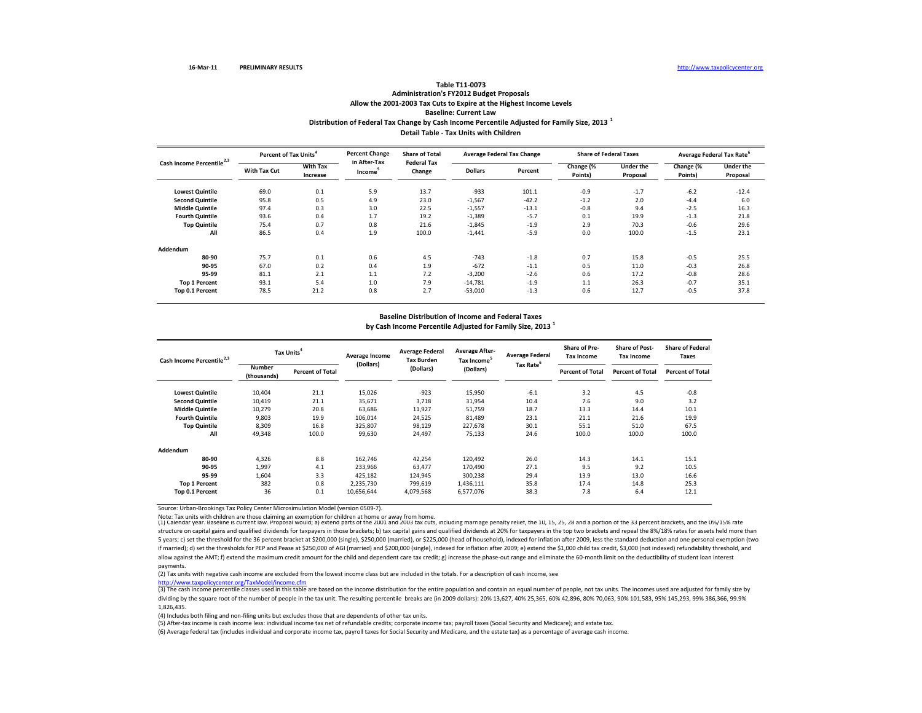**Table T11-0073**

**Administration's FY2012 Budget Proposals**

**Allow the 2001-2003 Tax Cuts to Expire at the Highest Income Levels**

**Baseline: Current Law**

**Distribution of Federal Tax Change by Cash Income Percentile Adjusted for Family Size, 2013 [1]**

**Detail Table - Tax Units with Children**

| Cash Income Percentile [2,3] | Percent of Tax Units [4] | | Percent Change in After-Tax Income [5] | Share of Total Federal Tax Change | Average Federal Tax Change | | Share of Federal Taxes | | Average Federal Tax Rate [6] | |
|---|---|---|---|---|---|---|---|---|---|---|
| | With Tax Cut | With Tax Increase | | | Dollars | Percent | Change (% Points) | Under the Proposal | Change (% Points) | Under the Proposal |
| Lowest Quintile | 69.0 | 0.1 | 5.9 | 13.7 | -933 | 101.1 | -0.9 | -1.7 | -6.2 | -12.4 |
| Second Quintile | 95.8 | 0.5 | 4.9 | 23.0 | -1,567 | -42.2 | -1.2 | 2.0 | -4.4 | 6.0 |
| Middle Quintile | 97.4 | 0.3 | 3.0 | 22.5 | -1,557 | -13.1 | -0.8 | 9.4 | -2.5 | 16.3 |
| Fourth Quintile | 93.6 | 0.4 | 1.7 | 19.2 | -1,389 | -5.7 | 0.1 | 19.9 | -1.3 | 21.8 |
| Top Quintile | 75.4 | 0.7 | 0.8 | 21.6 | -1,845 | -1.9 | 2.9 | 70.3 | -0.6 | 29.6 |
| All | 86.5 | 0.4 | 1.9 | 100.0 | -1,441 | -5.9 | 0.0 | 100.0 | -1.5 | 23.1 |
| **Addendum** | | | | | | | | | | |
| 80-90 | 75.7 | 0.1 | 0.6 | 4.5 | -743 | -1.8 | 0.7 | 15.8 | -0.5 | 25.5 |
| 90-95 | 67.0 | 0.2 | 0.4 | 1.9 | -672 | -1.1 | 0.5 | 11.0 | -0.3 | 26.8 |
| 95-99 | 81.1 | 2.1 | 1.1 | 7.2 | -3,200 | -2.6 | 0.6 | 17.2 | -0.8 | 28.6 |
| Top 1 Percent | 93.1 | 5.4 | 1.0 | 7.9 | -14,781 | -1.9 | 1.1 | 26.3 | -0.7 | 35.1 |
| Top 0.1 Percent | 78.5 | 21.2 | 0.8 | 2.7 | -53,010 | -1.3 | 0.6 | 12.7 | -0.5 | 37.8 |

**Baseline Distribution of Income and Federal Taxes**

**by Cash Income Percentile Adjusted for Family Size, 2013 [1]**

| Cash Income Percentile [2,3] | Tax Units [4] | | Average Income (Dollars) | Average Federal Tax Burden (Dollars) | Average After-Tax Income [5] (Dollars) | Average Federal Tax Rate [6] | Share of Pre-Tax Income | Share of Post-Tax Income | Share of Federal Taxes |
|---|---|---|---|---|---|---|---|---|---|
| | Number (thousands) | Percent of Total | | | | | Percent of Total | Percent of Total | Percent of Total |
| Lowest Quintile | 10,404 | 21.1 | 15,026 | -923 | 15,950 | -6.1 | 3.2 | 4.5 | -0.8 |
| Second Quintile | 10,419 | 21.1 | 35,671 | 3,718 | 31,954 | 10.4 | 7.6 | 9.0 | 3.2 |
| Middle Quintile | 10,279 | 20.8 | 63,686 | 11,927 | 51,759 | 18.7 | 13.3 | 14.4 | 10.1 |
| Fourth Quintile | 9,803 | 19.9 | 106,014 | 24,525 | 81,489 | 23.1 | 21.1 | 21.6 | 19.9 |
| Top Quintile | 8,309 | 16.8 | 325,807 | 98,129 | 227,678 | 30.1 | 55.1 | 51.0 | 67.5 |
| All | 49,348 | 100.0 | 99,630 | 24,497 | 75,133 | 24.6 | 100.0 | 100.0 | 100.0 |
| **Addendum** | | | | | | | | | |
| 80-90 | 4,326 | 8.8 | 162,746 | 42,254 | 120,492 | 26.0 | 14.3 | 14.1 | 15.1 |
| 90-95 | 1,997 | 4.1 | 233,966 | 63,477 | 170,490 | 27.1 | 9.5 | 9.2 | 10.5 |
| 95-99 | 1,604 | 3.3 | 425,182 | 124,945 | 300,238 | 29.4 | 13.9 | 13.0 | 16.6 |
| Top 1 Percent | 382 | 0.8 | 2,235,730 | 799,619 | 1,436,111 | 35.8 | 17.4 | 14.8 | 25.3 |
| Top 0.1 Percent | 36 | 0.1 | 10,656,644 | 4,079,568 | 6,577,076 | 38.3 | 7.8 | 6.4 | 12.1 |

Source: Urban-Brookings Tax Policy Center Microsimulation Model (version 0509-7).

Note: Tax units with children are those claiming an exemption for children at home or away from home.

(1) Calendar year. Baseline is current law. Proposal would; a) extend parts of the 2001 and 2003 tax cuts, including marriage penalty relief, the 10, 15, 25, 28 and a portion of the 33 percent brackets, and the 0%/15% rate structure on capital gains and qualified dividends for taxpayers in those brackets; b) tax capital gains and qualified dividends at 20% for taxpayers in the top two brackets and repeal the 8%/18% rates for assets held more than 5 years; c) set the threshold for the 36 percent bracket at $200,000 (single), $250,000 (married), or $225,000 (head of household), indexed for inflation after 2009, less the standard deduction and one personal exemption (two if married); d) set the thresholds for PEP and Pease at $250,000 of AGI (married) and $200,000 (single), indexed for inflation after 2009; e) extend the $1,000 child tax credit, $3,000 (not indexed) refundability threshold, and allow against the AMT; f) extend the maximum credit amount for the child and dependent care tax credit; g) increase the phase-out range and eliminate the 60-month limit on the deductibility of student loan interest payments.

(2) Tax units with negative cash income are excluded from the lowest income class but are included in the totals. For a description of cash income, see http://www.taxpolicycenter.org/TaxModel/income.cfm

(3) The cash income percentile classes used in this table are based on the income distribution for the entire population and contain an equal number of people, not tax units. The incomes used are adjusted for family size by dividing by the square root of the number of people in the tax unit. The resulting percentile breaks are (in 2009 dollars): 20% 13,627, 40% 25,365, 60% 42,896, 80% 70,063, 90% 101,583, 95% 145,293, 99% 386,366, 99.9% 1,826,435.

(4) Includes both filing and non-filing units but excludes those that are dependents of other tax units.

(5) After-tax income is cash income less: individual income tax net of refundable credits; corporate income tax; payroll taxes (Social Security and Medicare); and estate tax.

(6) Average federal tax (includes individual and corporate income tax, payroll taxes for Social Security and Medicare, and the estate tax) as a percentage of average cash income.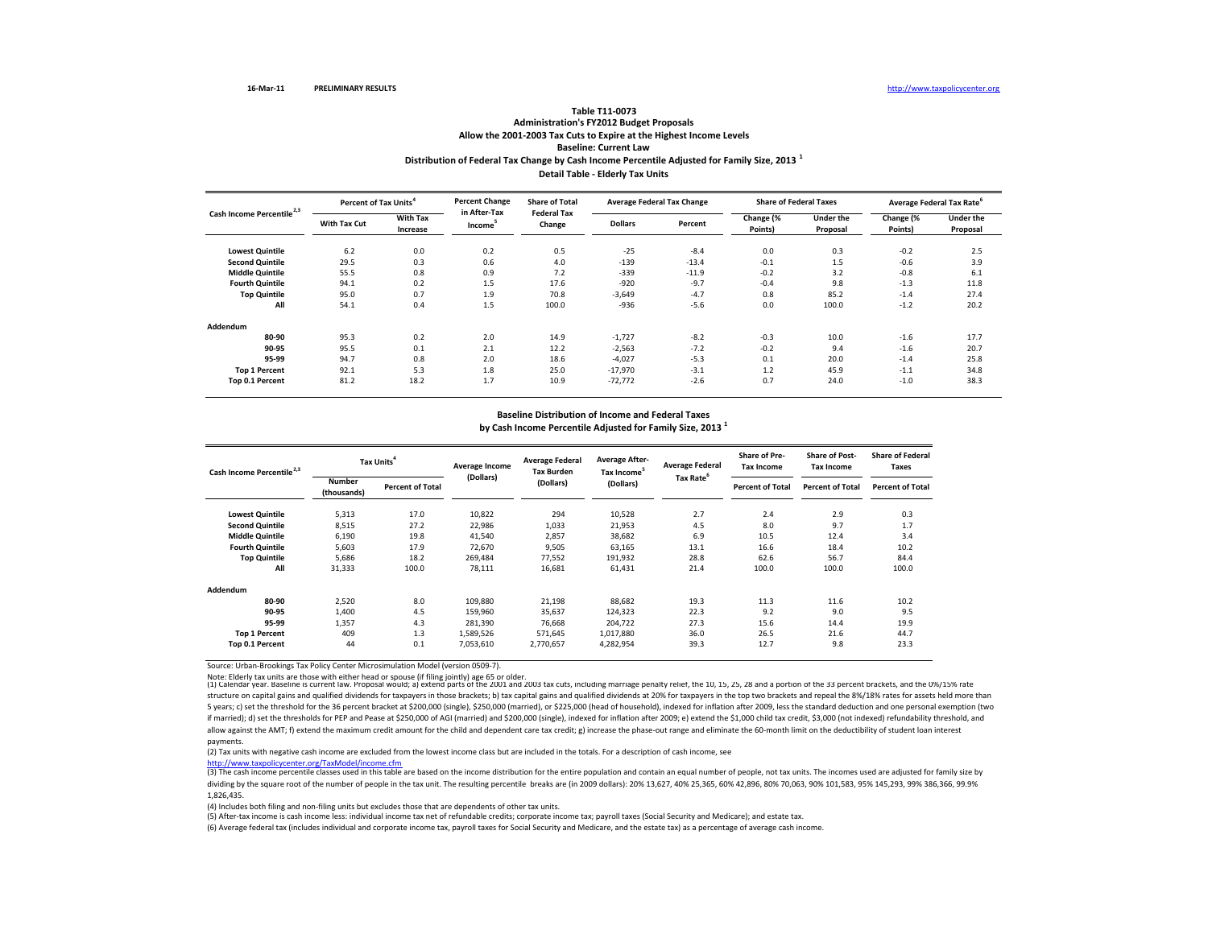16-Mar-11 PRELIMINARY RESULTS http://www.taxpolicycenter.org

# Table T11-0073
## Administration's FY2012 Budget Proposals
## Allow the 2001-2003 Tax Cuts to Expire at the Highest Income Levels
## Baseline: Current Law
## Distribution of Federal Tax Change by Cash Income Percentile Adjusted for Family Size, 2013 [1]
## Detail Table - Elderly Tax Units

| Cash Income Percentile[2,3] | Percent of Tax Units[4] | | Percent Change in After-Tax Income[5] | Share of Total Federal Tax Change | Average Federal Tax Change | | Share of Federal Taxes | | Average Federal Tax Rate[6] | |
|---|---|---|---|---|---|---|---|---|---|---|
| | With Tax Cut | With Tax Increase | | | Dollars | Percent | Change (% Points) | Under the Proposal | Change (% Points) | Under the Proposal |
| Lowest Quintile | 6.2 | 0.0 | 0.2 | 0.5 | -25 | -8.4 | 0.0 | 0.3 | -0.2 | 2.5 |
| Second Quintile | 29.5 | 0.3 | 0.6 | 4.0 | -139 | -13.4 | -0.1 | 1.5 | -0.6 | 3.9 |
| Middle Quintile | 55.5 | 0.8 | 0.9 | 7.2 | -339 | -11.9 | -0.2 | 3.2 | -0.8 | 6.1 |
| Fourth Quintile | 94.1 | 0.2 | 1.5 | 17.6 | -920 | -9.7 | -0.4 | 9.8 | -1.3 | 11.8 |
| Top Quintile | 95.0 | 0.7 | 1.9 | 70.8 | -3,649 | -4.7 | 0.8 | 85.2 | -1.4 | 27.4 |
| All | 54.1 | 0.4 | 1.5 | 100.0 | -936 | -5.6 | 0.0 | 100.0 | -1.2 | 20.2 |
| **Addendum** | | | | | | | | | | |
| 80-90 | 95.3 | 0.2 | 2.0 | 14.9 | -1,727 | -8.2 | -0.3 | 10.0 | -1.6 | 17.7 |
| 90-95 | 95.5 | 0.1 | 2.1 | 12.2 | -2,563 | -7.2 | -0.2 | 9.4 | -1.6 | 20.7 |
| 95-99 | 94.7 | 0.8 | 2.0 | 18.6 | -4,027 | -5.3 | 0.1 | 20.0 | -1.4 | 25.8 |
| Top 1 Percent | 92.1 | 5.3 | 1.8 | 25.0 | -17,970 | -3.1 | 1.2 | 45.9 | -1.1 | 34.8 |
| Top 0.1 Percent | 81.2 | 18.2 | 1.7 | 10.9 | -72,772 | -2.6 | 0.7 | 24.0 | -1.0 | 38.3 |

## Baseline Distribution of Income and Federal Taxes
## by Cash Income Percentile Adjusted for Family Size, 2013 [1]

| Cash Income Percentile[2,3] | Tax Units[4] | | Average Income (Dollars) | Average Federal Tax Burden (Dollars) | Average After-Tax Income[5] (Dollars) | Average Federal Tax Rate[6] | Share of Pre-Tax Income | Share of Post-Tax Income | Share of Federal Taxes |
|---|---|---|---|---|---|---|---|---|---|
| | Number (thousands) | Percent of Total | | | | | Percent of Total | Percent of Total | Percent of Total |
| Lowest Quintile | 5,313 | 17.0 | 10,822 | 294 | 10,528 | 2.7 | 2.4 | 2.9 | 0.3 |
| Second Quintile | 8,515 | 27.2 | 22,986 | 1,033 | 21,953 | 4.5 | 8.0 | 9.7 | 1.7 |
| Middle Quintile | 6,190 | 19.8 | 41,540 | 2,857 | 38,682 | 6.9 | 10.5 | 12.4 | 3.4 |
| Fourth Quintile | 5,603 | 17.9 | 72,670 | 9,505 | 63,165 | 13.1 | 16.6 | 18.4 | 10.2 |
| Top Quintile | 5,686 | 18.2 | 269,484 | 77,552 | 191,932 | 28.8 | 62.6 | 56.7 | 84.4 |
| All | 31,333 | 100.0 | 78,111 | 16,681 | 61,431 | 21.4 | 100.0 | 100.0 | 100.0 |
| **Addendum** | | | | | | | | | |
| 80-90 | 2,520 | 8.0 | 109,880 | 21,198 | 88,682 | 19.3 | 11.3 | 11.6 | 10.2 |
| 90-95 | 1,400 | 4.5 | 159,960 | 35,637 | 124,323 | 22.3 | 9.2 | 9.0 | 9.5 |
| 95-99 | 1,357 | 4.3 | 281,390 | 76,668 | 204,722 | 27.3 | 15.6 | 14.4 | 19.9 |
| Top 1 Percent | 409 | 1.3 | 1,589,526 | 571,645 | 1,017,880 | 36.0 | 26.5 | 21.6 | 44.7 |
| Top 0.1 Percent | 44 | 0.1 | 7,053,610 | 2,770,657 | 4,282,954 | 39.3 | 12.7 | 9.8 | 23.3 |

Source: Urban-Brookings Tax Policy Center Microsimulation Model (version 0509-7).

Note: Elderly tax units are those with either head or spouse (if filing jointly) age 65 or older.

(1) Calendar year. Baseline is current law. Proposal would; a) extend parts of the 2001 and 2003 tax cuts, including marriage penalty relief, the 10, 15, 25, 28 and a portion of the 33 percent brackets, and the 0%/15% rate structure on capital gains and qualified dividends for taxpayers in those brackets; b) tax capital gains and qualified dividends at 20% for taxpayers in the top two brackets and repeal the 8%/18% rates for assets held more than 5 years; c) set the threshold for the 36 percent bracket at $200,000 (single), $250,000 (married), or $225,000 (head of household), indexed for inflation after 2009, less the standard deduction and one personal exemption (two if married); d) set the thresholds for PEP and Pease at $250,000 of AGI (married) and $200,000 (single), indexed for inflation after 2009; e) extend the $1,000 child tax credit, $3,000 (not indexed) refundability threshold, and allow against the AMT; f) extend the maximum credit amount for the child and dependent care tax credit; g) increase the phase-out range and eliminate the 60-month limit on the deductibility of student loan interest payments.

(2) Tax units with negative cash income are excluded from the lowest income class but are included in the totals. For a description of cash income, see http://www.taxpolicycenter.org/TaxModel/income.cfm

(3) The cash income percentile classes used in this table are based on the income distribution for the entire population and contain an equal number of people, not tax units. The incomes used are adjusted for family size by dividing by the square root of the number of people in the tax unit. The resulting percentile breaks are (in 2009 dollars): 20% 13,627, 40% 25,365, 60% 42,896, 80% 70,063, 90% 101,583, 95% 145,293, 99% 386,366, 99.9% 1,826,435.

(4) Includes both filing and non-filing units but excludes those that are dependents of other tax units.

(5) After-tax income is cash income less: individual income tax net of refundable credits; corporate income tax; payroll taxes (Social Security and Medicare); and estate tax.

(6) Average federal tax (includes individual and corporate income tax, payroll taxes for Social Security and Medicare, and the estate tax) as a percentage of average cash income.